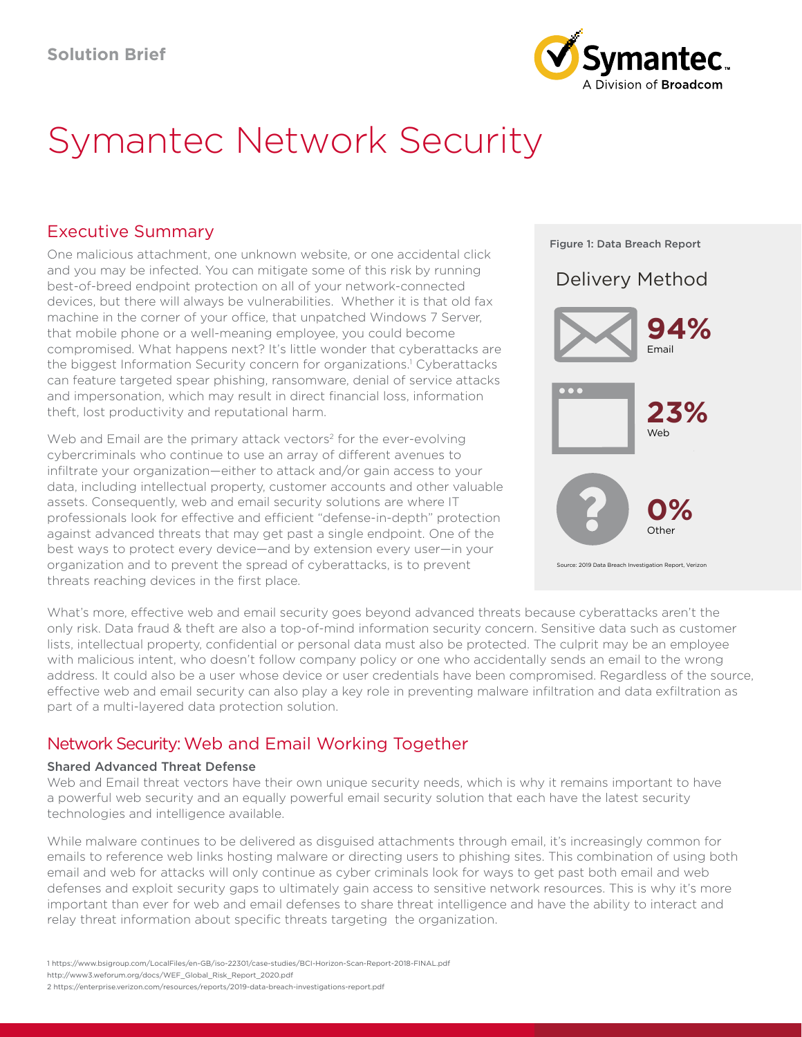Solution Brief

# Symantec Network Security

## Executive Summary

One malicious attachment, one unknown website, or one accidental click and you may be infected. You can mitigate some of this risk by running best-of-breed endpoint protection on all of your network-connected devices, but there will always be vulnerabilities. Whether it is that old fax machine in the corner of your office, that unpatched Windows 7 Server, that mobile phone or a well-meaning employee, you could become compromised. What happens next? It's little wonder that cyberattacks are the biggest Information Security concern for organizations.[1] Cyberattacks can feature targeted spear phishing, ransomware, denial of service attacks and impersonation, which may result in direct financial loss, information theft, lost productivity and reputational harm.

Web and Email are the primary attack vectors[2] for the ever-evolving cybercriminals who continue to use an array of different avenues to infiltrate your organization—either to attack and/or gain access to your data, including intellectual property, customer accounts and other valuable assets. Consequently, web and email security solutions are where IT professionals look for effective and efficient "defense-in-depth" protection against advanced threats that may get past a single endpoint. One of the best ways to protect every device—and by extension every user—in your organization and to prevent the spread of cyberattacks, is to prevent threats reaching devices in the first place.

**Figure 1: Data Breach Report**

Delivery Method

**94%** Email

**23%** Web

**0%** Other

Source: 2019 Data Breach Investigation Report, Verizon

What's more, effective web and email security goes beyond advanced threats because cyberattacks aren't the only risk. Data fraud & theft are also a top-of-mind information security concern. Sensitive data such as customer lists, intellectual property, confidential or personal data must also be protected. The culprit may be an employee with malicious intent, who doesn't follow company policy or one who accidentally sends an email to the wrong address. It could also be a user whose device or user credentials have been compromised. Regardless of the source, effective web and email security can also play a key role in preventing malware infiltration and data exfiltration as part of a multi-layered data protection solution.

## Network Security: Web and Email Working Together

### Shared Advanced Threat Defense

Web and Email threat vectors have their own unique security needs, which is why it remains important to have a powerful web security and an equally powerful email security solution that each have the latest security technologies and intelligence available.

While malware continues to be delivered as disguised attachments through email, it's increasingly common for emails to reference web links hosting malware or directing users to phishing sites. This combination of using both email and web for attacks will only continue as cyber criminals look for ways to get past both email and web defenses and exploit security gaps to ultimately gain access to sensitive network resources. This is why it's more important than ever for web and email defenses to share threat intelligence and have the ability to interact and relay threat information about specific threats targeting the organization.

1 https://www.bsigroup.com/LocalFiles/en-GB/iso-22301/case-studies/BCI-Horizon-Scan-Report-2018-FINAL.pdf
http://www3.weforum.org/docs/WEF_Global_Risk_Report_2020.pdf
2 https://enterprise.verizon.com/resources/reports/2019-data-breach-investigations-report.pdf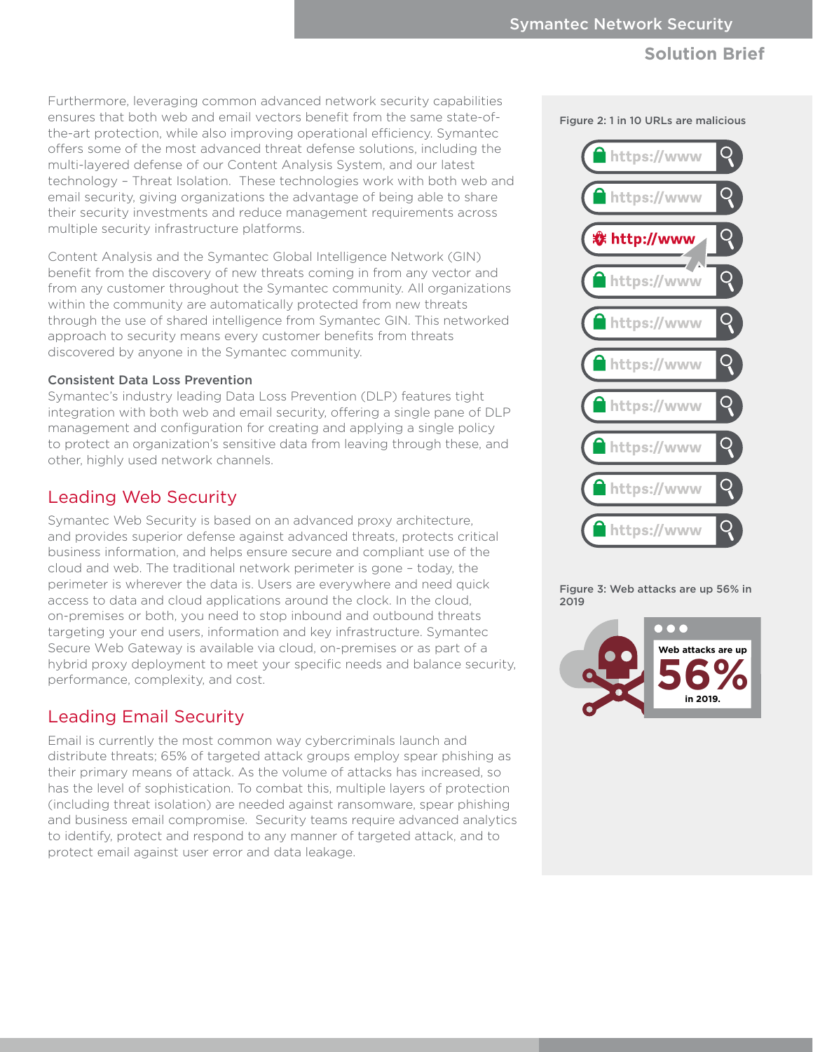Furthermore, leveraging common advanced network security capabilities ensures that both web and email vectors benefit from the same state-of-the-art protection, while also improving operational efficiency. Symantec offers some of the most advanced threat defense solutions, including the multi-layered defense of our Content Analysis System, and our latest technology – Threat Isolation. These technologies work with both web and email security, giving organizations the advantage of being able to share their security investments and reduce management requirements across multiple security infrastructure platforms.

Content Analysis and the Symantec Global Intelligence Network (GIN) benefit from the discovery of new threats coming in from any vector and from any customer throughout the Symantec community. All organizations within the community are automatically protected from new threats through the use of shared intelligence from Symantec GIN. This networked approach to security means every customer benefits from threats discovered by anyone in the Symantec community.

**Consistent Data Loss Prevention**

Symantec's industry leading Data Loss Prevention (DLP) features tight integration with both web and email security, offering a single pane of DLP management and configuration for creating and applying a single policy to protect an organization's sensitive data from leaving through these, and other, highly used network channels.

## Leading Web Security

Symantec Web Security is based on an advanced proxy architecture, and provides superior defense against advanced threats, protects critical business information, and helps ensure secure and compliant use of the cloud and web. The traditional network perimeter is gone – today, the perimeter is wherever the data is. Users are everywhere and need quick access to data and cloud applications around the clock. In the cloud, on-premises or both, you need to stop inbound and outbound threats targeting your end users, information and key infrastructure. Symantec Secure Web Gateway is available via cloud, on-premises or as part of a hybrid proxy deployment to meet your specific needs and balance security, performance, complexity, and cost.

## Leading Email Security

Email is currently the most common way cybercriminals launch and distribute threats; 65% of targeted attack groups employ spear phishing as their primary means of attack. As the volume of attacks has increased, so has the level of sophistication. To combat this, multiple layers of protection (including threat isolation) are needed against ransomware, spear phishing and business email compromise. Security teams require advanced analytics to identify, protect and respond to any manner of targeted attack, and to protect email against user error and data leakage.

Figure 2: 1 in 10 URLs are malicious

Figure 3: Web attacks are up 56% in 2019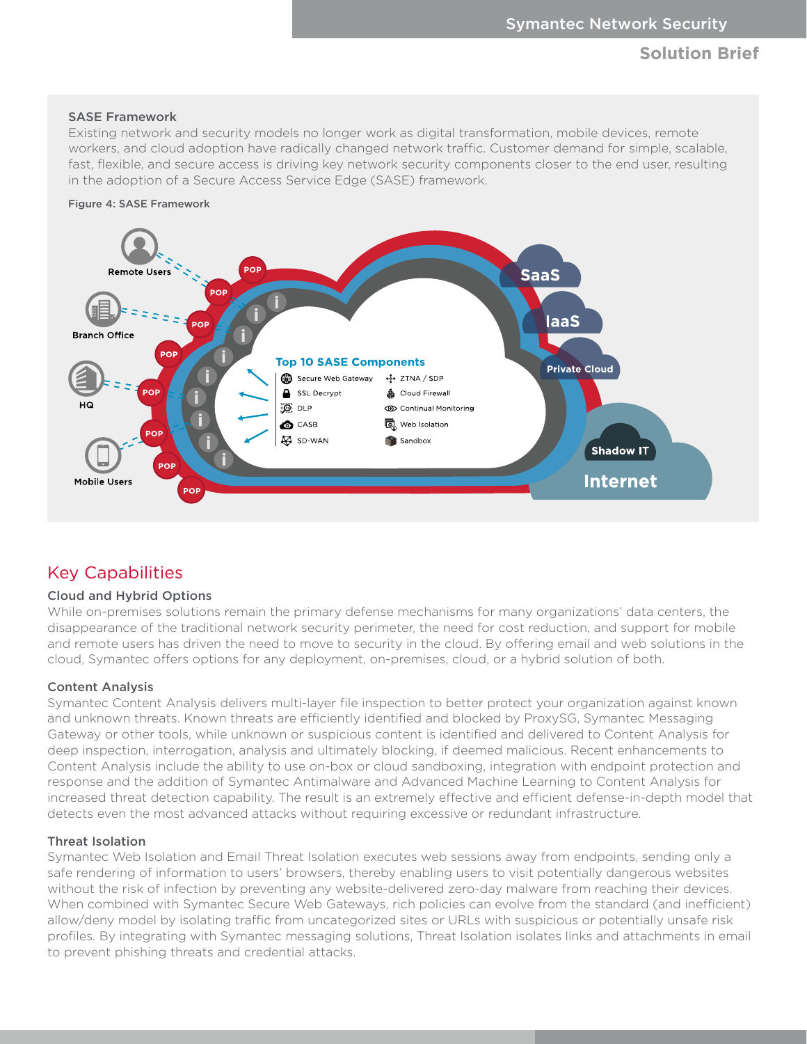### SASE Framework

Existing network and security models no longer work as digital transformation, mobile devices, remote workers, and cloud adoption have radically changed network traffic. Customer demand for simple, scalable, fast, flexible, and secure access is driving key network security components closer to the end user, resulting in the adoption of a Secure Access Service Edge (SASE) framework.

Figure 4: SASE Framework

## Key Capabilities

### Cloud and Hybrid Options

While on-premises solutions remain the primary defense mechanisms for many organizations' data centers, the disappearance of the traditional network security perimeter, the need for cost reduction, and support for mobile and remote users has driven the need to move to security in the cloud. By offering email and web solutions in the cloud, Symantec offers options for any deployment, on-premises, cloud, or a hybrid solution of both.

### Content Analysis

Symantec Content Analysis delivers multi-layer file inspection to better protect your organization against known and unknown threats. Known threats are efficiently identified and blocked by ProxySG, Symantec Messaging Gateway or other tools, while unknown or suspicious content is identified and delivered to Content Analysis for deep inspection, interrogation, analysis and ultimately blocking, if deemed malicious. Recent enhancements to Content Analysis include the ability to use on-box or cloud sandboxing, integration with endpoint protection and response and the addition of Symantec Antimalware and Advanced Machine Learning to Content Analysis for increased threat detection capability. The result is an extremely effective and efficient defense-in-depth model that detects even the most advanced attacks without requiring excessive or redundant infrastructure.

### Threat Isolation

Symantec Web Isolation and Email Threat Isolation executes web sessions away from endpoints, sending only a safe rendering of information to users' browsers, thereby enabling users to visit potentially dangerous websites without the risk of infection by preventing any website-delivered zero-day malware from reaching their devices. When combined with Symantec Secure Web Gateways, rich policies can evolve from the standard (and inefficient) allow/deny model by isolating traffic from uncategorized sites or URLs with suspicious or potentially unsafe risk profiles. By integrating with Symantec messaging solutions, Threat Isolation isolates links and attachments in email to prevent phishing threats and credential attacks.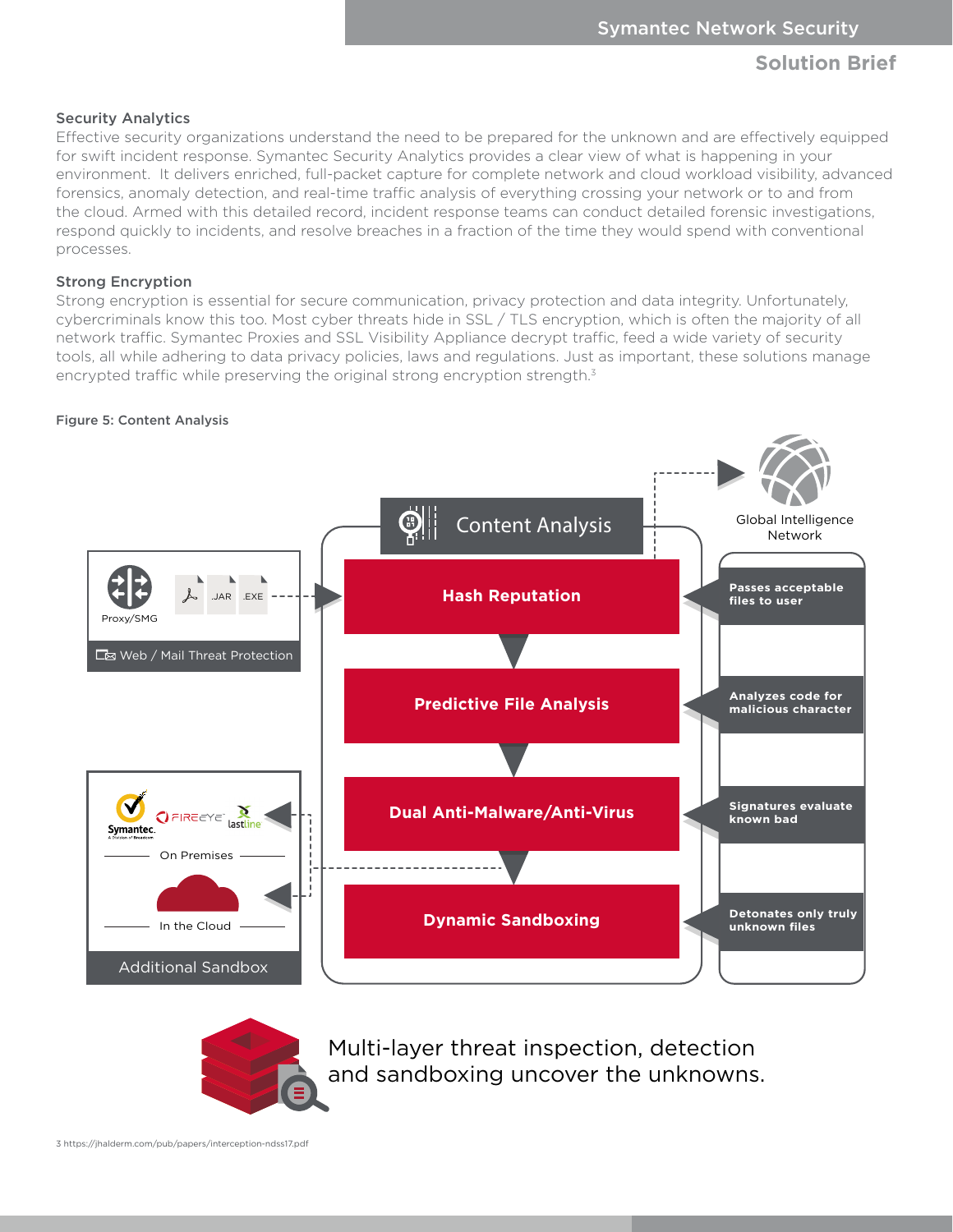### Security Analytics

Effective security organizations understand the need to be prepared for the unknown and are effectively equipped for swift incident response. Symantec Security Analytics provides a clear view of what is happening in your environment. It delivers enriched, full-packet capture for complete network and cloud workload visibility, advanced forensics, anomaly detection, and real-time traffic analysis of everything crossing your network or to and from the cloud. Armed with this detailed record, incident response teams can conduct detailed forensic investigations, respond quickly to incidents, and resolve breaches in a fraction of the time they would spend with conventional processes.

### Strong Encryption

Strong encryption is essential for secure communication, privacy protection and data integrity. Unfortunately, cybercriminals know this too. Most cyber threats hide in SSL / TLS encryption, which is often the majority of all network traffic. Symantec Proxies and SSL Visibility Appliance decrypt traffic, feed a wide variety of security tools, all while adhering to data privacy policies, laws and regulations. Just as important, these solutions manage encrypted traffic while preserving the original strong encryption strength.[3]

**Figure 5: Content Analysis**

Content Analysis

- Proxy/SMG — .JAR .EXE — Web / Mail Threat Protection
- Hash Reputation — Passes acceptable files to user
- Predictive File Analysis — Analyzes code for malicious character
- Dual Anti-Malware/Anti-Virus — Signatures evaluate known bad
- Dynamic Sandboxing — Detonates only truly unknown files
- Global Intelligence Network
- Additional Sandbox: Symantec, FireEye, lastline — On Premises; In the Cloud

Multi-layer threat inspection, detection and sandboxing uncover the unknowns.

3 https://jhalderm.com/pub/papers/interception-ndss17.pdf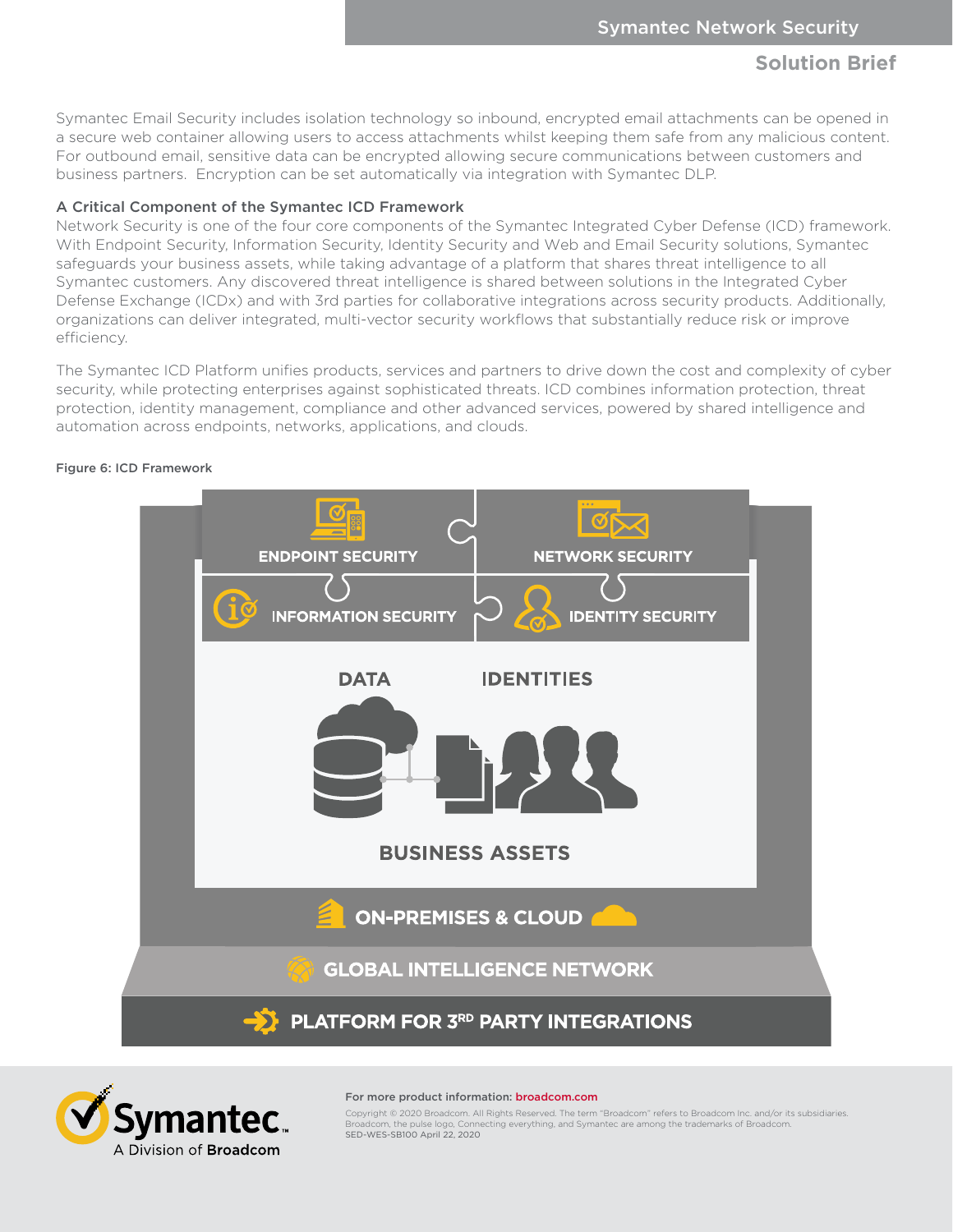Symantec Email Security includes isolation technology so inbound, encrypted email attachments can be opened in a secure web container allowing users to access attachments whilst keeping them safe from any malicious content. For outbound email, sensitive data can be encrypted allowing secure communications between customers and business partners. Encryption can be set automatically via integration with Symantec DLP.

### A Critical Component of the Symantec ICD Framework

Network Security is one of the four core components of the Symantec Integrated Cyber Defense (ICD) framework. With Endpoint Security, Information Security, Identity Security and Web and Email Security solutions, Symantec safeguards your business assets, while taking advantage of a platform that shares threat intelligence to all Symantec customers. Any discovered threat intelligence is shared between solutions in the Integrated Cyber Defense Exchange (ICDx) and with 3rd parties for collaborative integrations across security products. Additionally, organizations can deliver integrated, multi-vector security workflows that substantially reduce risk or improve efficiency.

The Symantec ICD Platform unifies products, services and partners to drive down the cost and complexity of cyber security, while protecting enterprises against sophisticated threats. ICD combines information protection, threat protection, identity management, compliance and other advanced services, powered by shared intelligence and automation across endpoints, networks, applications, and clouds.

**Figure 6: ICD Framework**

ENDPOINT SECURITY
NETWORK SECURITY
INFORMATION SECURITY
IDENTITY SECURITY
DATA
IDENTITIES
BUSINESS ASSETS
ON-PREMISES & CLOUD
GLOBAL INTELLIGENCE NETWORK
PLATFORM FOR 3RD PARTY INTEGRATIONS

For more product information: broadcom.com

Copyright © 2020 Broadcom. All Rights Reserved. The term "Broadcom" refers to Broadcom Inc. and/or its subsidiaries. Broadcom, the pulse logo, Connecting everything, and Symantec are among the trademarks of Broadcom.
SED-WES-SB100 April 22, 2020